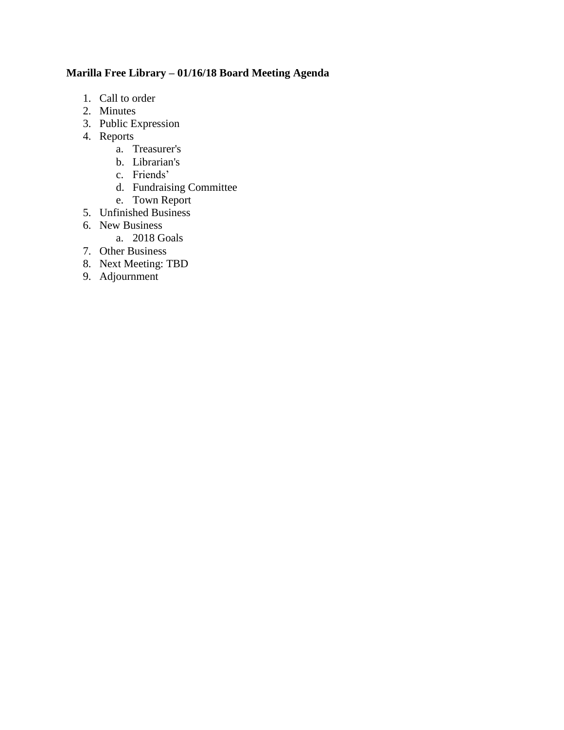**Marilla Free Library – 01/16/18 Board Meeting Agenda**

1. Call to order
2. Minutes
3. Public Expression
4. Reports
    a. Treasurer's
    b. Librarian's
    c. Friends'
    d. Fundraising Committee
    e. Town Report
5. Unfinished Business
6. New Business
    a. 2018 Goals
7. Other Business
8. Next Meeting: TBD
9. Adjournment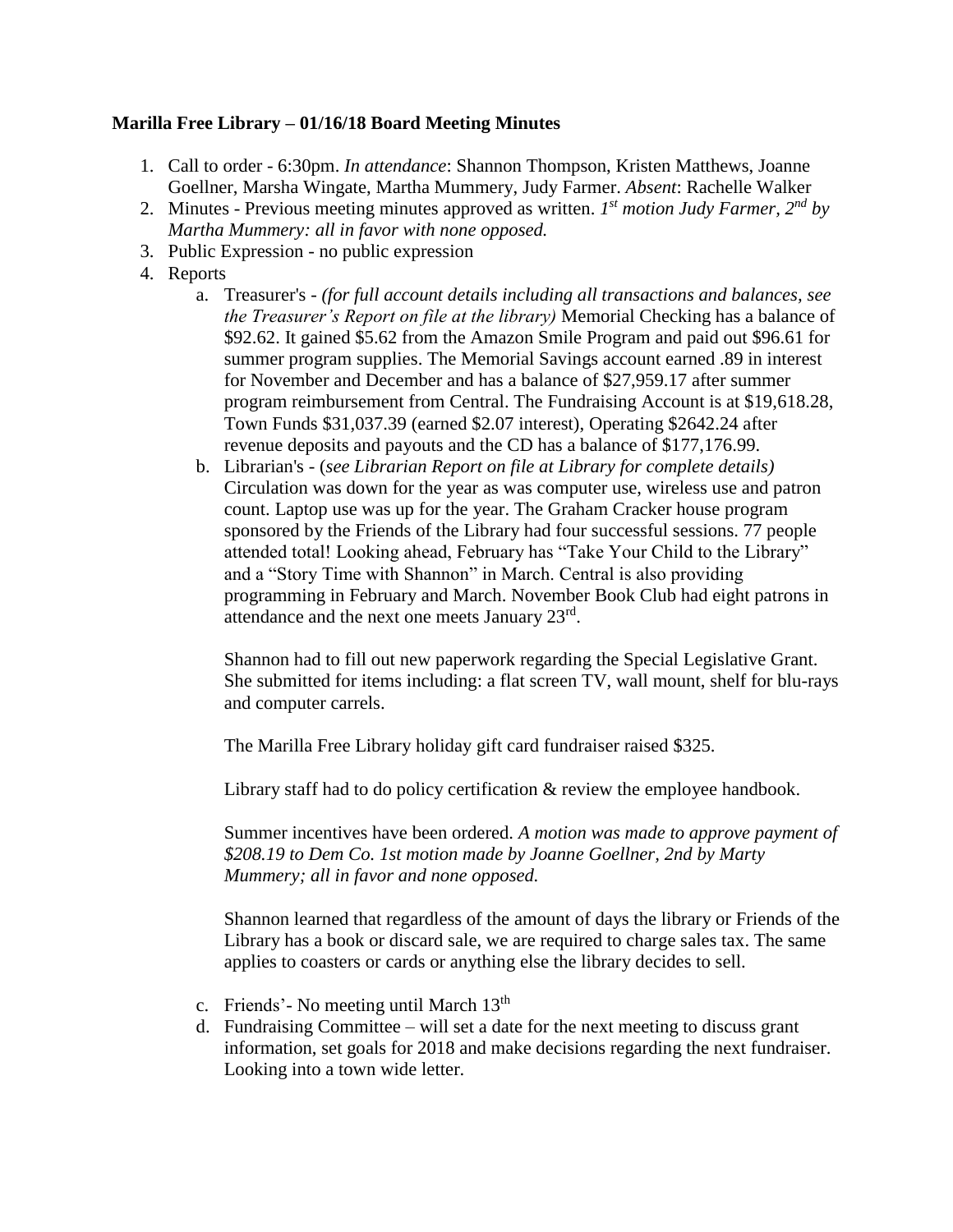**Marilla Free Library – 01/16/18 Board Meeting Minutes**

1. Call to order - 6:30pm. *In attendance*: Shannon Thompson, Kristen Matthews, Joanne Goellner, Marsha Wingate, Martha Mummery, Judy Farmer. *Absent*: Rachelle Walker
2. Minutes - Previous meeting minutes approved as written. *1st motion Judy Farmer, 2nd by Martha Mummery: all in favor with none opposed.*
3. Public Expression - no public expression
4. Reports
   a. Treasurer's - *(for full account details including all transactions and balances, see the Treasurer's Report on file at the library)* Memorial Checking has a balance of \$92.62. It gained \$5.62 from the Amazon Smile Program and paid out \$96.61 for summer program supplies. The Memorial Savings account earned .89 in interest for November and December and has a balance of \$27,959.17 after summer program reimbursement from Central. The Fundraising Account is at \$19,618.28, Town Funds \$31,037.39 (earned \$2.07 interest), Operating \$2642.24 after revenue deposits and payouts and the CD has a balance of \$177,176.99.
   b. Librarian's - (*see Librarian Report on file at Library for complete details)* Circulation was down for the year as was computer use, wireless use and patron count. Laptop use was up for the year. The Graham Cracker house program sponsored by the Friends of the Library had four successful sessions. 77 people attended total! Looking ahead, February has "Take Your Child to the Library" and a "Story Time with Shannon" in March. Central is also providing programming in February and March. November Book Club had eight patrons in attendance and the next one meets January 23rd.

      Shannon had to fill out new paperwork regarding the Special Legislative Grant. She submitted for items including: a flat screen TV, wall mount, shelf for blu-rays and computer carrels.

      The Marilla Free Library holiday gift card fundraiser raised \$325.

      Library staff had to do policy certification & review the employee handbook.

      Summer incentives have been ordered. *A motion was made to approve payment of \$208.19 to Dem Co. 1st motion made by Joanne Goellner, 2nd by Marty Mummery; all in favor and none opposed.*

      Shannon learned that regardless of the amount of days the library or Friends of the Library has a book or discard sale, we are required to charge sales tax. The same applies to coasters or cards or anything else the library decides to sell.
   c. Friends'- No meeting until March 13th
   d. Fundraising Committee – will set a date for the next meeting to discuss grant information, set goals for 2018 and make decisions regarding the next fundraiser. Looking into a town wide letter.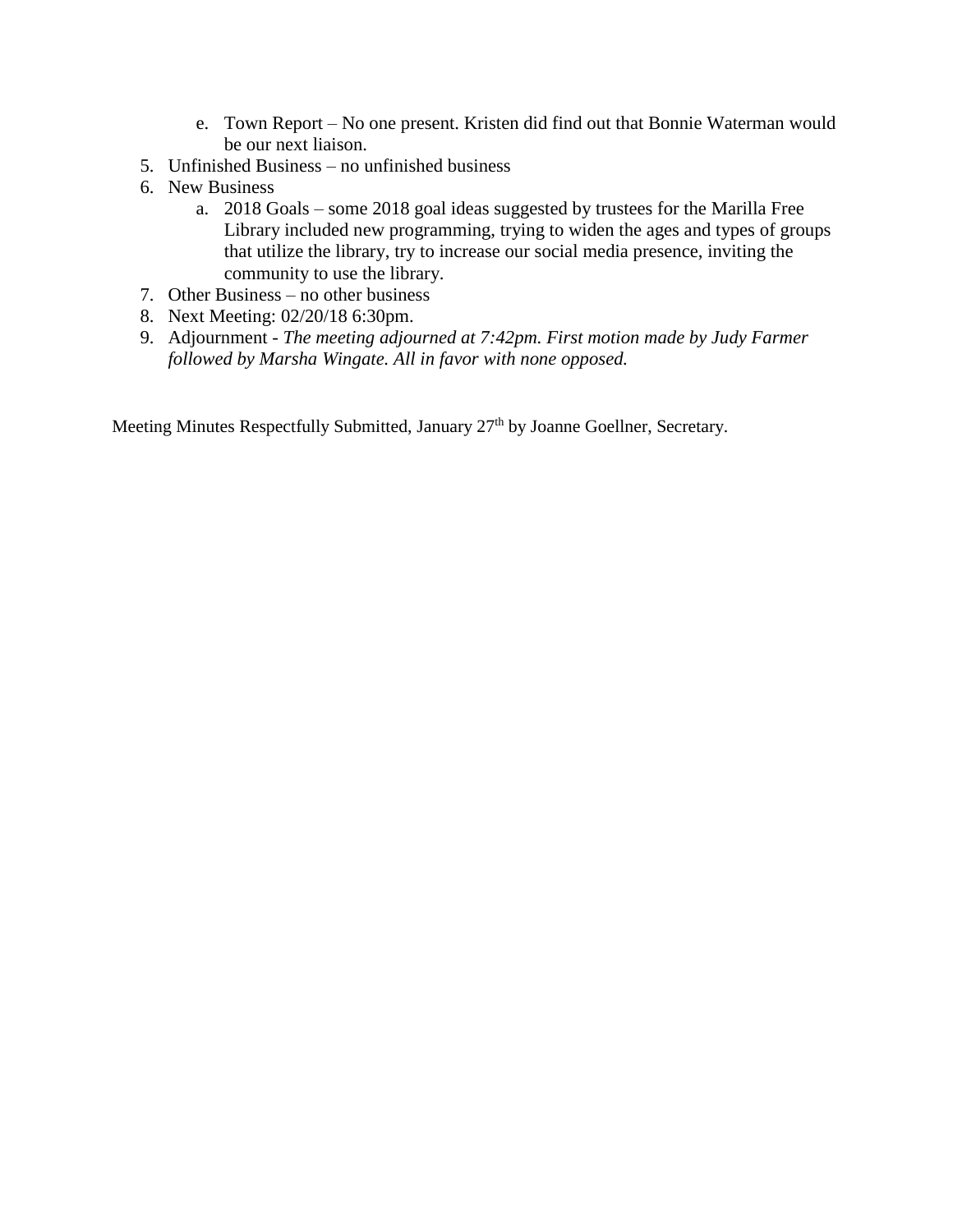e. Town Report – No one present. Kristen did find out that Bonnie Waterman would be our next liaison.

5. Unfinished Business – no unfinished business
6. New Business
   a. 2018 Goals – some 2018 goal ideas suggested by trustees for the Marilla Free Library included new programming, trying to widen the ages and types of groups that utilize the library, try to increase our social media presence, inviting the community to use the library.
7. Other Business – no other business
8. Next Meeting: 02/20/18 6:30pm.
9. Adjournment - *The meeting adjourned at 7:42pm. First motion made by Judy Farmer followed by Marsha Wingate. All in favor with none opposed.*

Meeting Minutes Respectfully Submitted, January 27th by Joanne Goellner, Secretary.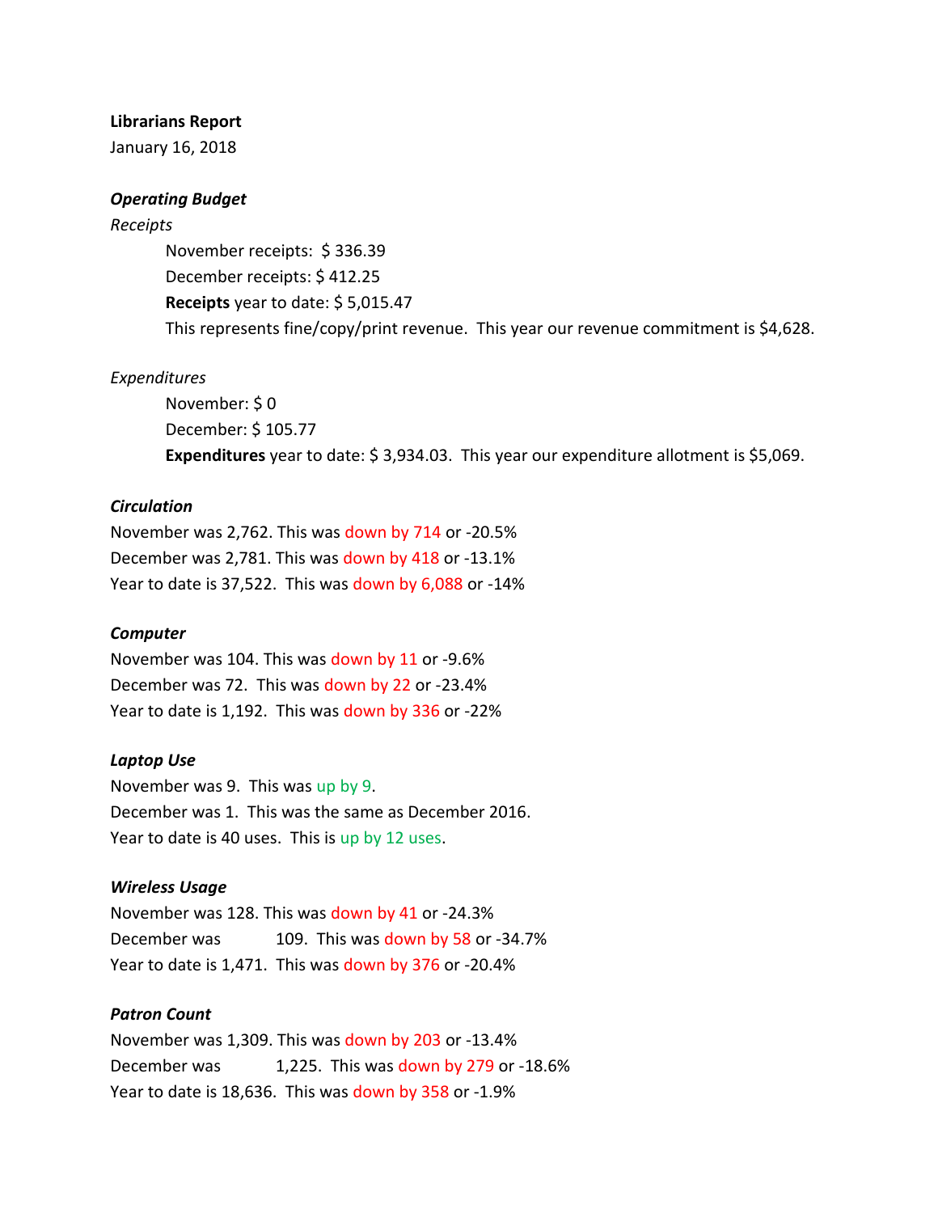**Librarians Report**

January 16, 2018

***Operating Budget***

*Receipts*

November receipts: $ 336.39

December receipts: $ 412.25

**Receipts** year to date: $ 5,015.47

This represents fine/copy/print revenue. This year our revenue commitment is $4,628.

*Expenditures*

November: $ 0

December: $ 105.77

**Expenditures** year to date: $ 3,934.03. This year our expenditure allotment is $5,069.

***Circulation***

November was 2,762. This was down by 714 or -20.5%

December was 2,781. This was down by 418 or -13.1%

Year to date is 37,522. This was down by 6,088 or -14%

***Computer***

November was 104. This was down by 11 or -9.6%

December was 72. This was down by 22 or -23.4%

Year to date is 1,192. This was down by 336 or -22%

***Laptop Use***

November was 9. This was up by 9.

December was 1. This was the same as December 2016.

Year to date is 40 uses. This is up by 12 uses.

***Wireless Usage***

November was 128. This was down by 41 or -24.3%

December was 109. This was down by 58 or -34.7%

Year to date is 1,471. This was down by 376 or -20.4%

***Patron Count***

November was 1,309. This was down by 203 or -13.4%

December was 1,225. This was down by 279 or -18.6%

Year to date is 18,636. This was down by 358 or -1.9%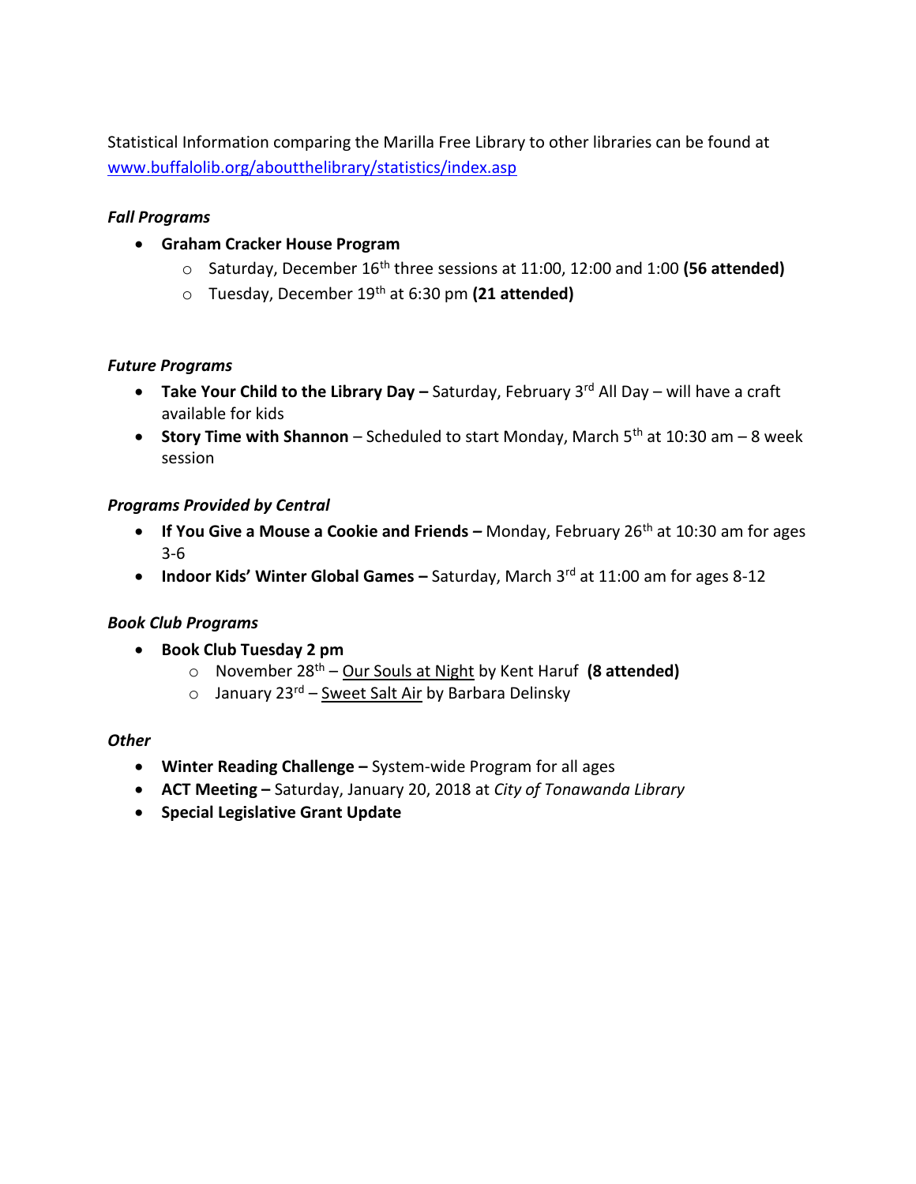Statistical Information comparing the Marilla Free Library to other libraries can be found at [www.buffalolib.org/aboutthelibrary/statistics/index.asp](www.buffalolib.org/aboutthelibrary/statistics/index.asp)

***Fall Programs***

- **Graham Cracker House Program**
  - Saturday, December 16th three sessions at 11:00, 12:00 and 1:00 **(56 attended)**
  - Tuesday, December 19th at 6:30 pm **(21 attended)**

***Future Programs***

- **Take Your Child to the Library Day –** Saturday, February 3rd All Day – will have a craft available for kids
- **Story Time with Shannon** – Scheduled to start Monday, March 5th at 10:30 am – 8 week session

***Programs Provided by Central***

- **If You Give a Mouse a Cookie and Friends –** Monday, February 26th at 10:30 am for ages 3-6
- **Indoor Kids' Winter Global Games –** Saturday, March 3rd at 11:00 am for ages 8-12

***Book Club Programs***

- **Book Club Tuesday 2 pm**
  - November 28th – <u>Our Souls at Night</u> by Kent Haruf **(8 attended)**
  - January 23rd – <u>Sweet Salt Air</u> by Barbara Delinsky

***Other***

- **Winter Reading Challenge –** System-wide Program for all ages
- **ACT Meeting –** Saturday, January 20, 2018 at *City of Tonawanda Library*
- **Special Legislative Grant Update**